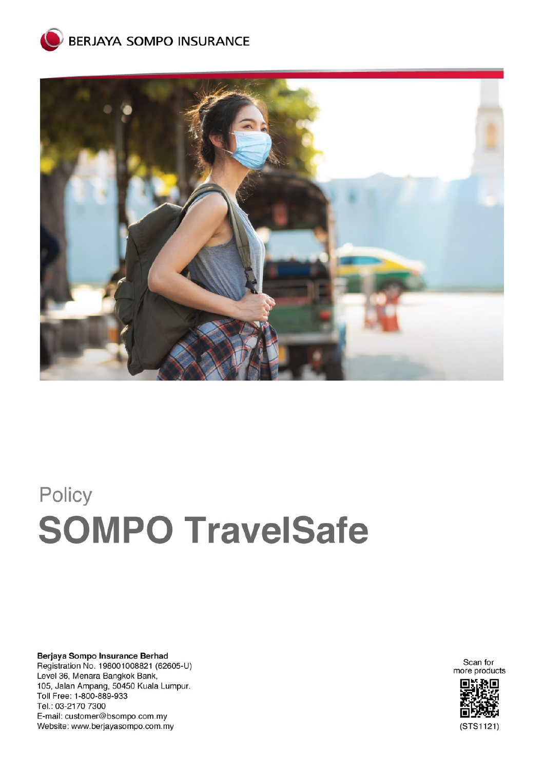BERJAYA SOMPO INSURANCE

Policy

# SOMPO TravelSafe

**Berjaya Sompo Insurance Berhad**
Registration No. 198001008821 (62605-U)
Level 36, Menara Bangkok Bank,
105, Jalan Ampang, 50450 Kuala Lumpur.
Toll Free: 1-800-889-933
Tel.: 03-2170 7300
E-mail: customer@bsompo.com.my
Website: www.berjayasompo.com.my

Scan for more products

(STS1121)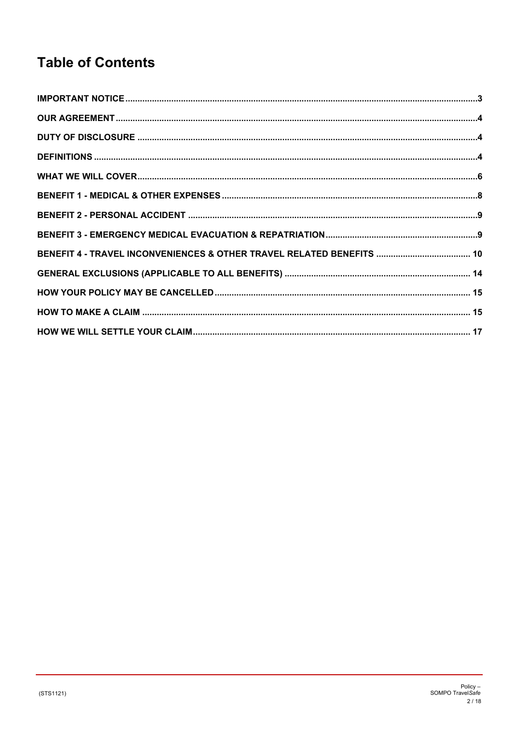# Table of Contents

| | |
|---|---|
| **IMPORTANT NOTICE** | **3** |
| **OUR AGREEMENT** | **4** |
| **DUTY OF DISCLOSURE** | **4** |
| **DEFINITIONS** | **4** |
| **WHAT WE WILL COVER** | **6** |
| **BENEFIT 1 - MEDICAL & OTHER EXPENSES** | **8** |
| **BENEFIT 2 - PERSONAL ACCIDENT** | **9** |
| **BENEFIT 3 - EMERGENCY MEDICAL EVACUATION & REPATRIATION** | **9** |
| **BENEFIT 4 - TRAVEL INCONVENIENCES & OTHER TRAVEL RELATED BENEFITS** | **10** |
| **GENERAL EXCLUSIONS (APPLICABLE TO ALL BENEFITS)** | **14** |
| **HOW YOUR POLICY MAY BE CANCELLED** | **15** |
| **HOW TO MAKE A CLAIM** | **15** |
| **HOW WE WILL SETTLE YOUR CLAIM** | **17** |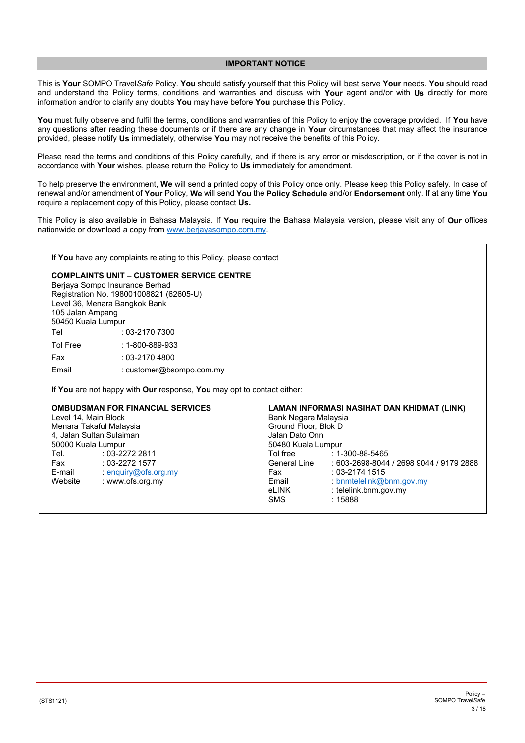## IMPORTANT NOTICE

This is **Your** SOMPO Travel*Safe* Policy. **You** should satisfy yourself that this Policy will best serve **Your** needs. **You** should read and understand the Policy terms, conditions and warranties and discuss with **Your** agent and/or with **Us** directly for more information and/or to clarify any doubts **You** may have before **You** purchase this Policy.

**You** must fully observe and fulfil the terms, conditions and warranties of this Policy to enjoy the coverage provided. If **You** have any questions after reading these documents or if there are any change in **Your** circumstances that may affect the insurance provided, please notify **Us** immediately, otherwise **You** may not receive the benefits of this Policy.

Please read the terms and conditions of this Policy carefully, and if there is any error or misdescription, or if the cover is not in accordance with **Your** wishes, please return the Policy to **Us** immediately for amendment.

To help preserve the environment, **We** will send a printed copy of this Policy once only. Please keep this Policy safely. In case of renewal and/or amendment of **Your** Policy, **We** will send **You** the **Policy Schedule** and/or **Endorsement** only. If at any time **You** require a replacement copy of this Policy, please contact **Us.**

This Policy is also available in Bahasa Malaysia. If **You** require the Bahasa Malaysia version, please visit any of **Our** offices nationwide or download a copy from www.berjayasompo.com.my.

If **You** have any complaints relating to this Policy, please contact

**COMPLAINTS UNIT – CUSTOMER SERVICE CENTRE**
Berjaya Sompo Insurance Berhad
Registration No. 198001008821 (62605-U)
Level 36, Menara Bangkok Bank
105 Jalan Ampang
50450 Kuala Lumpur
Tel : 03-2170 7300
Tol Free : 1-800-889-933
Fax : 03-2170 4800
Email : customer@bsompo.com.my

If **You** are not happy with **Our** response, **You** may opt to contact either:

**OMBUDSMAN FOR FINANCIAL SERVICES**
Level 14, Main Block
Menara Takaful Malaysia
4, Jalan Sultan Sulaiman
50000 Kuala Lumpur
Tel. : 03-2272 2811
Fax : 03-2272 1577
E-mail : enquiry@ofs.org.my
Website : www.ofs.org.my

**LAMAN INFORMASI NASIHAT DAN KHIDMAT (LINK)**
Bank Negara Malaysia
Ground Floor, Blok D
Jalan Dato Onn
50480 Kuala Lumpur
Tol free : 1-300-88-5465
General Line : 603-2698-8044 / 2698 9044 / 9179 2888
Fax : 03-2174 1515
Email : bnmtelelink@bnm.gov.my
eLINK : telelink.bnm.gov.my
SMS : 15888

(STS1121)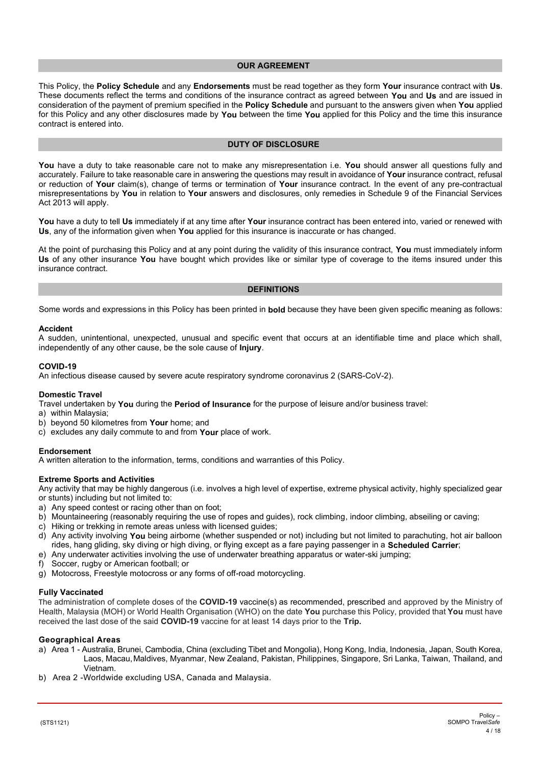## OUR AGREEMENT

This Policy, the **Policy Schedule** and any **Endorsements** must be read together as they form **Your** insurance contract with **Us**. These documents reflect the terms and conditions of the insurance contract as agreed between **You** and **Us** and are issued in consideration of the payment of premium specified in the **Policy Schedule** and pursuant to the answers given when **You** applied for this Policy and any other disclosures made by **You** between the time **You** applied for this Policy and the time this insurance contract is entered into.

## DUTY OF DISCLOSURE

**You** have a duty to take reasonable care not to make any misrepresentation i.e. **You** should answer all questions fully and accurately. Failure to take reasonable care in answering the questions may result in avoidance of **Your** insurance contract, refusal or reduction of **Your** claim(s), change of terms or termination of **Your** insurance contract. In the event of any pre-contractual misrepresentations by **You** in relation to **Your** answers and disclosures, only remedies in Schedule 9 of the Financial Services Act 2013 will apply.

**You** have a duty to tell **Us** immediately if at any time after **Your** insurance contract has been entered into, varied or renewed with **Us**, any of the information given when **You** applied for this insurance is inaccurate or has changed.

At the point of purchasing this Policy and at any point during the validity of this insurance contract, **You** must immediately inform **Us** of any other insurance **You** have bought which provides like or similar type of coverage to the items insured under this insurance contract.

## DEFINITIONS

Some words and expressions in this Policy has been printed in **bold** because they have been given specific meaning as follows:

**Accident**
A sudden, unintentional, unexpected, unusual and specific event that occurs at an identifiable time and place which shall, independently of any other cause, be the sole cause of **Injury**.

**COVID-19**
An infectious disease caused by severe acute respiratory syndrome coronavirus 2 (SARS-CoV-2).

**Domestic Travel**
Travel undertaken by **You** during the **Period of Insurance** for the purpose of leisure and/or business travel:
a) within Malaysia;
b) beyond 50 kilometres from **Your** home; and
c) excludes any daily commute to and from **Your** place of work.

**Endorsement**
A written alteration to the information, terms, conditions and warranties of this Policy.

**Extreme Sports and Activities**
Any activity that may be highly dangerous (i.e. involves a high level of expertise, extreme physical activity, highly specialized gear or stunts) including but not limited to:
a) Any speed contest or racing other than on foot;
b) Mountaineering (reasonably requiring the use of ropes and guides), rock climbing, indoor climbing, abseiling or caving;
c) Hiking or trekking in remote areas unless with licensed guides;
d) Any activity involving **You** being airborne (whether suspended or not) including but not limited to parachuting, hot air balloon rides, hang gliding, sky diving or high diving, or flying except as a fare paying passenger in a **Scheduled Carrier**;
e) Any underwater activities involving the use of underwater breathing apparatus or water-ski jumping;
f) Soccer, rugby or American football; or
g) Motocross, Freestyle motocross or any forms of off-road motorcycling.

**Fully Vaccinated**
The administration of complete doses of the **COVID-19** vaccine(s) as recommended, prescribed and approved by the Ministry of Health, Malaysia (MOH) or World Health Organisation (WHO) on the date **You** purchase this Policy, provided that **You** must have received the last dose of the said **COVID-19** vaccine for at least 14 days prior to the **Trip.**

**Geographical Areas**
a) Area 1 - Australia, Brunei, Cambodia, China (excluding Tibet and Mongolia), Hong Kong, India, Indonesia, Japan, South Korea, Laos, Macau, Maldives, Myanmar, New Zealand, Pakistan, Philippines, Singapore, Sri Lanka, Taiwan, Thailand, and Vietnam.
b) Area 2 -Worldwide excluding USA, Canada and Malaysia.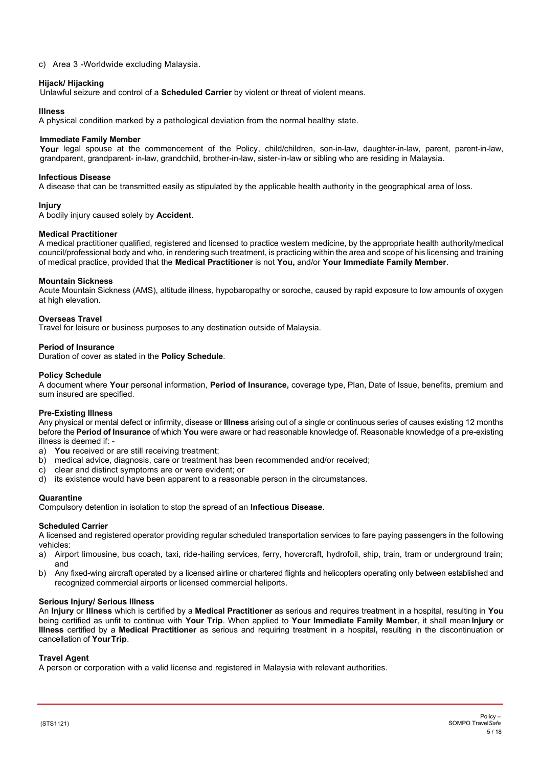c) Area 3 -Worldwide excluding Malaysia.

**Hijack/ Hijacking**
Unlawful seizure and control of a **Scheduled Carrier** by violent or threat of violent means.

**Illness**
A physical condition marked by a pathological deviation from the normal healthy state.

**Immediate Family Member**
**Your** legal spouse at the commencement of the Policy, child/children, son-in-law, daughter-in-law, parent, parent-in-law, grandparent, grandparent- in-law, grandchild, brother-in-law, sister-in-law or sibling who are residing in Malaysia.

**Infectious Disease**
A disease that can be transmitted easily as stipulated by the applicable health authority in the geographical area of loss.

**Injury**
A bodily injury caused solely by **Accident**.

**Medical Practitioner**
A medical practitioner qualified, registered and licensed to practice western medicine, by the appropriate health authority/medical council/professional body and who, in rendering such treatment, is practicing within the area and scope of his licensing and training of medical practice, provided that the **Medical Practitioner** is not **You,** and/or **Your Immediate Family Member**.

**Mountain Sickness**
Acute Mountain Sickness (AMS), altitude illness, hypobaropathy or soroche, caused by rapid exposure to low amounts of oxygen at high elevation.

**Overseas Travel**
Travel for leisure or business purposes to any destination outside of Malaysia.

**Period of Insurance**
Duration of cover as stated in the **Policy Schedule**.

**Policy Schedule**
A document where **Your** personal information, **Period of Insurance,** coverage type, Plan, Date of Issue, benefits, premium and sum insured are specified.

**Pre-Existing Illness**
Any physical or mental defect or infirmity, disease or **Illness** arising out of a single or continuous series of causes existing 12 months before the **Period of Insurance** of which **You** were aware or had reasonable knowledge of. Reasonable knowledge of a pre-existing illness is deemed if: -

a) **You** received or are still receiving treatment;
b) medical advice, diagnosis, care or treatment has been recommended and/or received;
c) clear and distinct symptoms are or were evident; or
d) its existence would have been apparent to a reasonable person in the circumstances.

**Quarantine**
Compulsory detention in isolation to stop the spread of an **Infectious Disease**.

**Scheduled Carrier**
A licensed and registered operator providing regular scheduled transportation services to fare paying passengers in the following vehicles:

a) Airport limousine, bus coach, taxi, ride-hailing services, ferry, hovercraft, hydrofoil, ship, train, tram or underground train; and
b) Any fixed-wing aircraft operated by a licensed airline or chartered flights and helicopters operating only between established and recognized commercial airports or licensed commercial heliports.

**Serious Injury/ Serious Illness**
An **Injury** or **Illness** which is certified by a **Medical Practitioner** as serious and requires treatment in a hospital, resulting in **You** being certified as unfit to continue with **Your Trip**. When applied to **Your Immediate Family Member**, it shall mean **Injury** or **Illness** certified by a **Medical Practitioner** as serious and requiring treatment in a hospital**,** resulting in the discontinuation or cancellation of **Your Trip**.

**Travel Agent**
A person or corporation with a valid license and registered in Malaysia with relevant authorities.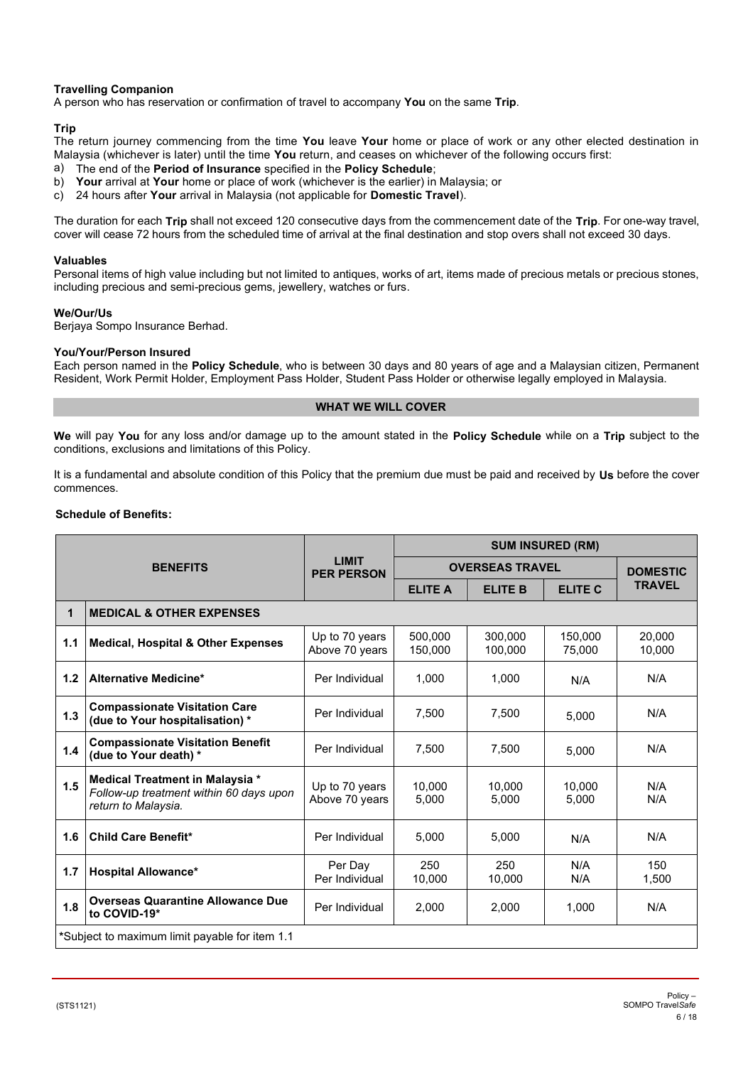**Travelling Companion**
A person who has reservation or confirmation of travel to accompany **You** on the same **Trip**.

**Trip**
The return journey commencing from the time **You** leave **Your** home or place of work or any other elected destination in Malaysia (whichever is later) until the time **You** return, and ceases on whichever of the following occurs first:

a) The end of the **Period of Insurance** specified in the **Policy Schedule**;
b) **Your** arrival at **Your** home or place of work (whichever is the earlier) in Malaysia; or
c) 24 hours after **Your** arrival in Malaysia (not applicable for **Domestic Travel**).

The duration for each **Trip** shall not exceed 120 consecutive days from the commencement date of the **Trip**. For one-way travel, cover will cease 72 hours from the scheduled time of arrival at the final destination and stop overs shall not exceed 30 days.

**Valuables**
Personal items of high value including but not limited to antiques, works of art, items made of precious metals or precious stones, including precious and semi-precious gems, jewellery, watches or furs.

**We/Our/Us**
Berjaya Sompo Insurance Berhad.

**You/Your/Person Insured**
Each person named in the **Policy Schedule**, who is between 30 days and 80 years of age and a Malaysian citizen, Permanent Resident, Work Permit Holder, Employment Pass Holder, Student Pass Holder or otherwise legally employed in Malaysia.

## WHAT WE WILL COVER

**We** will pay **You** for any loss and/or damage up to the amount stated in the **Policy Schedule** while on a **Trip** subject to the conditions, exclusions and limitations of this Policy.

It is a fundamental and absolute condition of this Policy that the premium due must be paid and received by **Us** before the cover commences.

**Schedule of Benefits:**

| BENEFITS | | LIMIT PER PERSON | SUM INSURED (RM) | | | |
|---|---|---|---|---|---|---|
| | | | OVERSEAS TRAVEL | | | DOMESTIC TRAVEL |
| | | | ELITE A | ELITE B | ELITE C | |
| **1** | **MEDICAL & OTHER EXPENSES** | | | | | |
| 1.1 | **Medical, Hospital & Other Expenses** | Up to 70 years<br>Above 70 years | 500,000<br>150,000 | 300,000<br>100,000 | 150,000<br>75,000 | 20,000<br>10,000 |
| 1.2 | **Alternative Medicine*** | Per Individual | 1,000 | 1,000 | N/A | N/A |
| 1.3 | **Compassionate Visitation Care (due to Your hospitalisation) *** | Per Individual | 7,500 | 7,500 | 5,000 | N/A |
| 1.4 | **Compassionate Visitation Benefit (due to Your death) *** | Per Individual | 7,500 | 7,500 | 5,000 | N/A |
| 1.5 | **Medical Treatment in Malaysia *** *Follow-up treatment within 60 days upon return to Malaysia.* | Up to 70 years<br>Above 70 years | 10,000<br>5,000 | 10,000<br>5,000 | 10,000<br>5,000 | N/A<br>N/A |
| 1.6 | **Child Care Benefit*** | Per Individual | 5,000 | 5,000 | N/A | N/A |
| 1.7 | **Hospital Allowance*** | Per Day<br>Per Individual | 250<br>10,000 | 250<br>10,000 | N/A<br>N/A | 150<br>1,500 |
| 1.8 | **Overseas Quarantine Allowance Due to COVID-19*** | Per Individual | 2,000 | 2,000 | 1,000 | N/A |

*Subject to maximum limit payable for item 1.1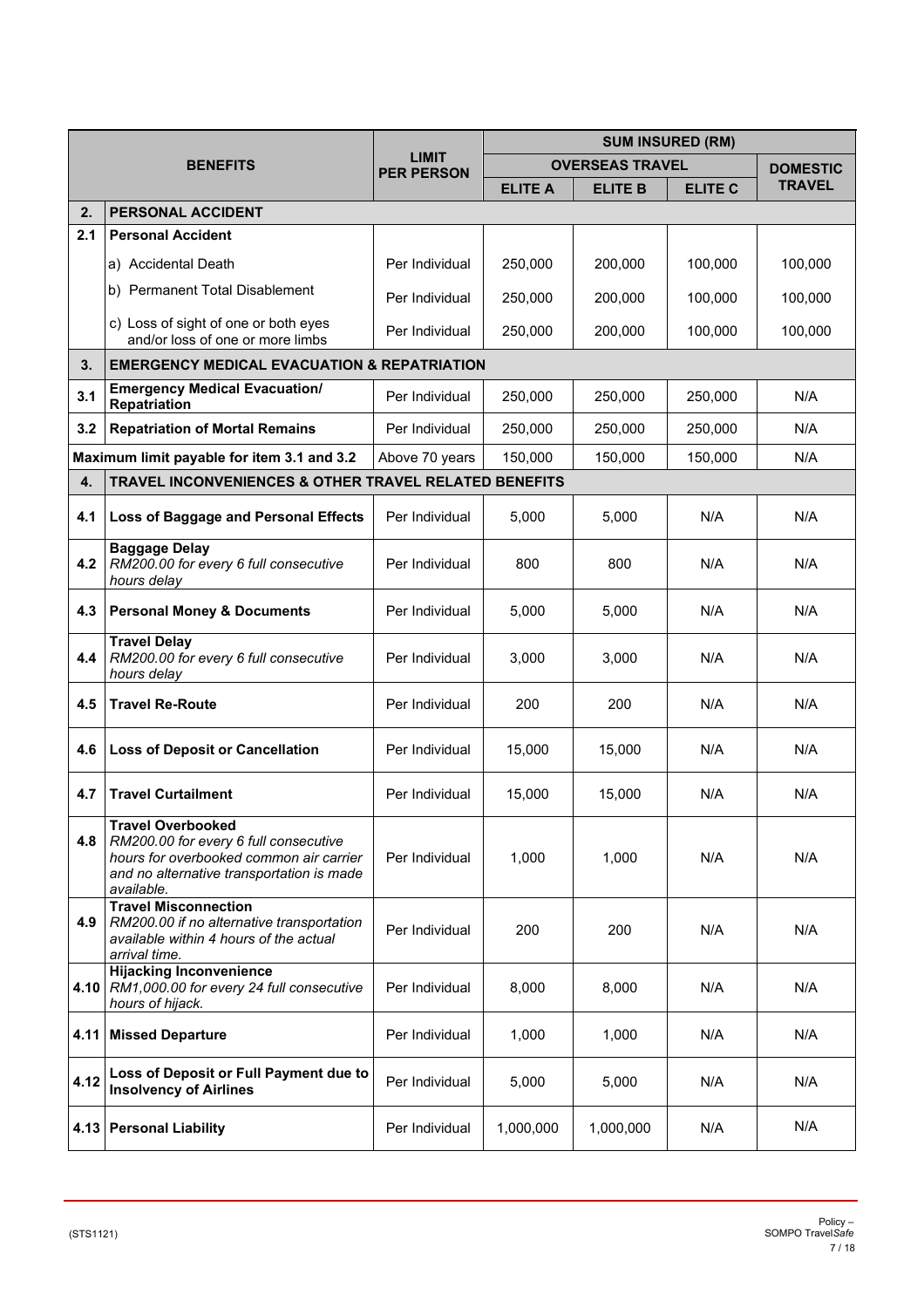| | BENEFITS | LIMIT PER PERSON | SUM INSURED (RM) | | | |
|---|---|---|---|---|---|---|
| | | | OVERSEAS TRAVEL | | | DOMESTIC TRAVEL |
| | | | ELITE A | ELITE B | ELITE C | |
| **2.** | **PERSONAL ACCIDENT** | | | | | |
| **2.1** | **Personal Accident** | | | | | |
| | a) Accidental Death | Per Individual | 250,000 | 200,000 | 100,000 | 100,000 |
| | b) Permanent Total Disablement | Per Individual | 250,000 | 200,000 | 100,000 | 100,000 |
| | c) Loss of sight of one or both eyes and/or loss of one or more limbs | Per Individual | 250,000 | 200,000 | 100,000 | 100,000 |
| **3.** | **EMERGENCY MEDICAL EVACUATION & REPATRIATION** | | | | | |
| **3.1** | **Emergency Medical Evacuation/ Repatriation** | Per Individual | 250,000 | 250,000 | 250,000 | N/A |
| **3.2** | **Repatriation of Mortal Remains** | Per Individual | 250,000 | 250,000 | 250,000 | N/A |
| **Maximum limit payable for item 3.1 and 3.2** | | Above 70 years | 150,000 | 150,000 | 150,000 | N/A |
| **4.** | **TRAVEL INCONVENIENCES & OTHER TRAVEL RELATED BENEFITS** | | | | | |
| **4.1** | **Loss of Baggage and Personal Effects** | Per Individual | 5,000 | 5,000 | N/A | N/A |
| **4.2** | **Baggage Delay** *RM200.00 for every 6 full consecutive hours delay* | Per Individual | 800 | 800 | N/A | N/A |
| **4.3** | **Personal Money & Documents** | Per Individual | 5,000 | 5,000 | N/A | N/A |
| **4.4** | **Travel Delay** *RM200.00 for every 6 full consecutive hours delay* | Per Individual | 3,000 | 3,000 | N/A | N/A |
| **4.5** | **Travel Re-Route** | Per Individual | 200 | 200 | N/A | N/A |
| **4.6** | **Loss of Deposit or Cancellation** | Per Individual | 15,000 | 15,000 | N/A | N/A |
| **4.7** | **Travel Curtailment** | Per Individual | 15,000 | 15,000 | N/A | N/A |
| **4.8** | **Travel Overbooked** *RM200.00 for every 6 full consecutive hours for overbooked common air carrier and no alternative transportation is made available.* | Per Individual | 1,000 | 1,000 | N/A | N/A |
| **4.9** | **Travel Misconnection** *RM200.00 if no alternative transportation available within 4 hours of the actual arrival time.* | Per Individual | 200 | 200 | N/A | N/A |
| **4.10** | **Hijacking Inconvenience** *RM1,000.00 for every 24 full consecutive hours of hijack.* | Per Individual | 8,000 | 8,000 | N/A | N/A |
| **4.11** | **Missed Departure** | Per Individual | 1,000 | 1,000 | N/A | N/A |
| **4.12** | **Loss of Deposit or Full Payment due to Insolvency of Airlines** | Per Individual | 5,000 | 5,000 | N/A | N/A |
| **4.13** | **Personal Liability** | Per Individual | 1,000,000 | 1,000,000 | N/A | N/A |

(STS1121)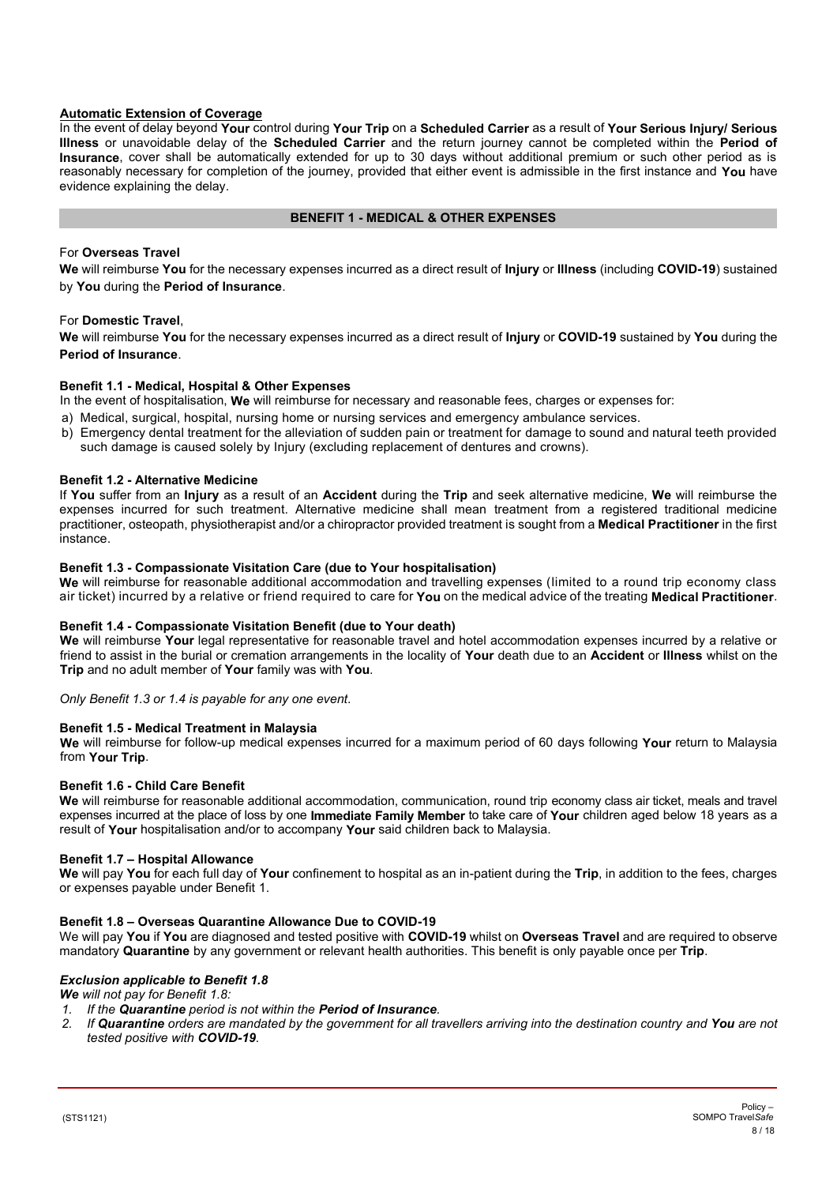**Automatic Extension of Coverage**

In the event of delay beyond **Your** control during **Your Trip** on a **Scheduled Carrier** as a result of **Your Serious Injury/ Serious Illness** or unavoidable delay of the **Scheduled Carrier** and the return journey cannot be completed within the **Period of Insurance**, cover shall be automatically extended for up to 30 days without additional premium or such other period as is reasonably necessary for completion of the journey, provided that either event is admissible in the first instance and **You** have evidence explaining the delay.

## BENEFIT 1 - MEDICAL & OTHER EXPENSES

For **Overseas Travel**

**We** will reimburse **You** for the necessary expenses incurred as a direct result of **Injury** or **Illness** (including **COVID-19**) sustained by **You** during the **Period of Insurance**.

For **Domestic Travel**,

**We** will reimburse **You** for the necessary expenses incurred as a direct result of **Injury** or **COVID-19** sustained by **You** during the **Period of Insurance**.

### Benefit 1.1 - Medical, Hospital & Other Expenses

In the event of hospitalisation, **We** will reimburse for necessary and reasonable fees, charges or expenses for:

a) Medical, surgical, hospital, nursing home or nursing services and emergency ambulance services.
b) Emergency dental treatment for the alleviation of sudden pain or treatment for damage to sound and natural teeth provided such damage is caused solely by Injury (excluding replacement of dentures and crowns).

### Benefit 1.2 - Alternative Medicine

If **You** suffer from an **Injury** as a result of an **Accident** during the **Trip** and seek alternative medicine, **We** will reimburse the expenses incurred for such treatment. Alternative medicine shall mean treatment from a registered traditional medicine practitioner, osteopath, physiotherapist and/or a chiropractor provided treatment is sought from a **Medical Practitioner** in the first instance.

### Benefit 1.3 - Compassionate Visitation Care (due to Your hospitalisation)

**We** will reimburse for reasonable additional accommodation and travelling expenses (limited to a round trip economy class air ticket) incurred by a relative or friend required to care for **You** on the medical advice of the treating **Medical Practitioner**.

### Benefit 1.4 - Compassionate Visitation Benefit (due to Your death)

**We** will reimburse **Your** legal representative for reasonable travel and hotel accommodation expenses incurred by a relative or friend to assist in the burial or cremation arrangements in the locality of **Your** death due to an **Accident** or **Illness** whilst on the **Trip** and no adult member of **Your** family was with **You**.

*Only Benefit 1.3 or 1.4 is payable for any one event.*

### Benefit 1.5 - Medical Treatment in Malaysia

**We** will reimburse for follow-up medical expenses incurred for a maximum period of 60 days following **Your** return to Malaysia from **Your Trip**.

### Benefit 1.6 - Child Care Benefit

**We** will reimburse for reasonable additional accommodation, communication, round trip economy class air ticket, meals and travel expenses incurred at the place of loss by one **Immediate Family Member** to take care of **Your** children aged below 18 years as a result of **Your** hospitalisation and/or to accompany **Your** said children back to Malaysia.

### Benefit 1.7 – Hospital Allowance

**We** will pay **You** for each full day of **Your** confinement to hospital as an in-patient during the **Trip**, in addition to the fees, charges or expenses payable under Benefit 1.

### Benefit 1.8 – Overseas Quarantine Allowance Due to COVID-19

We will pay **You** if **You** are diagnosed and tested positive with **COVID-19** whilst on **Overseas Travel** and are required to observe mandatory **Quarantine** by any government or relevant health authorities. This benefit is only payable once per **Trip**.

### *Exclusion applicable to Benefit 1.8*

***We*** *will not pay for Benefit 1.8:*

1. *If the* ***Quarantine*** *period is not within the* ***Period of Insurance****.*
2. *If* ***Quarantine*** *orders are mandated by the government for all travellers arriving into the destination country and* ***You*** *are not tested positive with* ***COVID-19****.*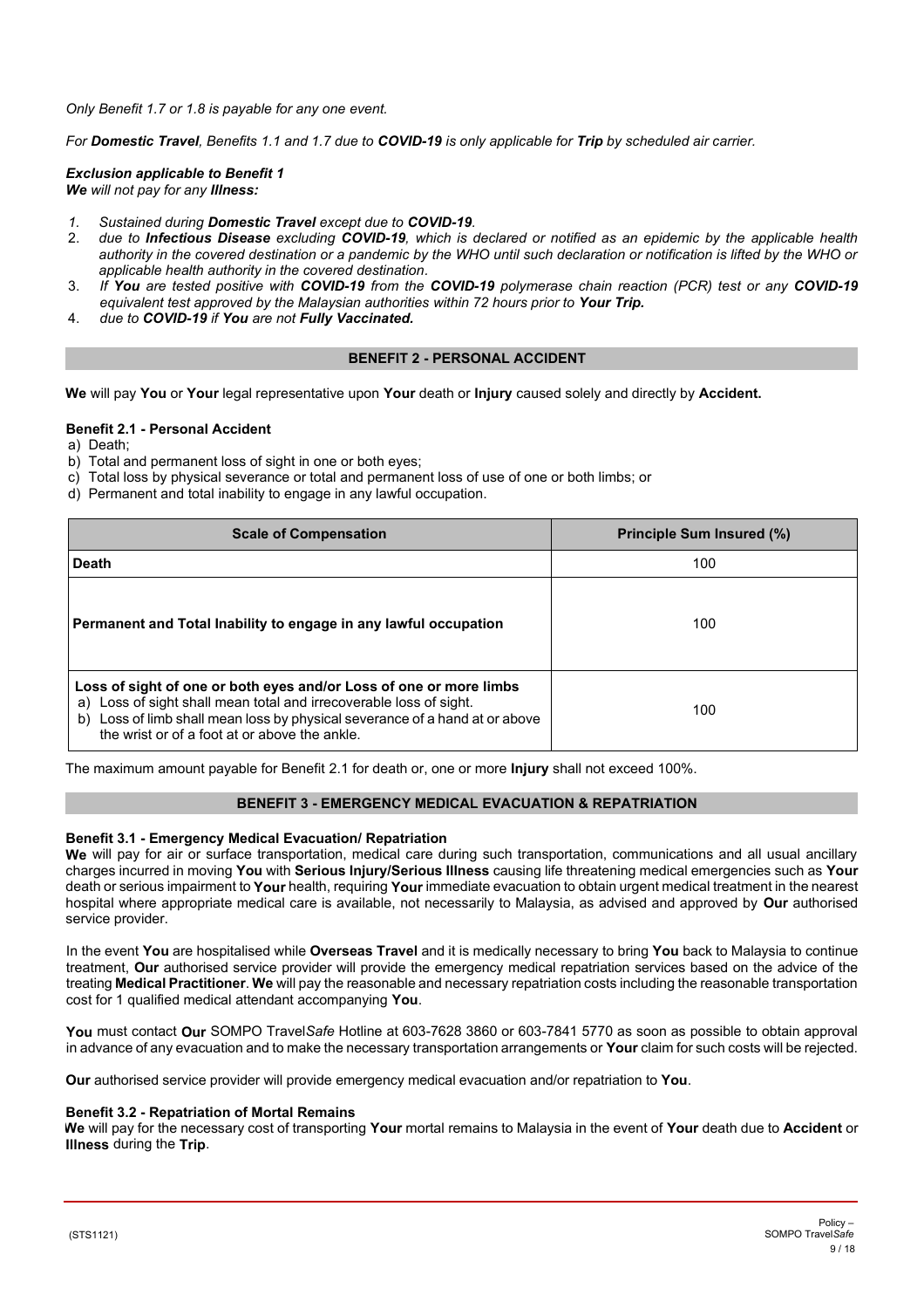*Only Benefit 1.7 or 1.8 is payable for any one event.*

*For **Domestic Travel**, Benefits 1.1 and 1.7 due to **COVID-19** is only applicable for **Trip** by scheduled air carrier.*

***Exclusion applicable to Benefit 1***
***We** will not pay for any **Illness:***

1. *Sustained during **Domestic Travel** except due to **COVID-19**.*
2. *due to **Infectious Disease** excluding **COVID-19**, which is declared or notified as an epidemic by the applicable health authority in the covered destination or a pandemic by the WHO until such declaration or notification is lifted by the WHO or applicable health authority in the covered destination.*
3. *If **You** are tested positive with **COVID-19** from the **COVID-19** polymerase chain reaction (PCR) test or any **COVID-19** equivalent test approved by the Malaysian authorities within 72 hours prior to **Your Trip.***
4. *due to **COVID-19** if **You** are not **Fully Vaccinated.***

## BENEFIT 2 - PERSONAL ACCIDENT

**We** will pay **You** or **Your** legal representative upon **Your** death or **Injury** caused solely and directly by **Accident.**

**Benefit 2.1 - Personal Accident**

a) Death;
b) Total and permanent loss of sight in one or both eyes;
c) Total loss by physical severance or total and permanent loss of use of one or both limbs; or
d) Permanent and total inability to engage in any lawful occupation.

| Scale of Compensation | Principle Sum Insured (%) |
|---|---|
| **Death** | 100 |
| **Permanent and Total Inability to engage in any lawful occupation** | 100 |
| **Loss of sight of one or both eyes and/or Loss of one or more limbs** <br> a) Loss of sight shall mean total and irrecoverable loss of sight. <br> b) Loss of limb shall mean loss by physical severance of a hand at or above the wrist or of a foot at or above the ankle. | 100 |

The maximum amount payable for Benefit 2.1 for death or, one or more **Injury** shall not exceed 100%.

## BENEFIT 3 - EMERGENCY MEDICAL EVACUATION & REPATRIATION

**Benefit 3.1 - Emergency Medical Evacuation/ Repatriation**

**We** will pay for air or surface transportation, medical care during such transportation, communications and all usual ancillary charges incurred in moving **You** with **Serious Injury/Serious Illness** causing life threatening medical emergencies such as **Your** death or serious impairment to **Your** health, requiring **Your** immediate evacuation to obtain urgent medical treatment in the nearest hospital where appropriate medical care is available, not necessarily to Malaysia, as advised and approved by **Our** authorised service provider.

In the event **You** are hospitalised while **Overseas Travel** and it is medically necessary to bring **You** back to Malaysia to continue treatment, **Our** authorised service provider will provide the emergency medical repatriation services based on the advice of the treating **Medical Practitioner**. **We** will pay the reasonable and necessary repatriation costs including the reasonable transportation cost for 1 qualified medical attendant accompanying **You**.

**You** must contact **Our** SOMPO Travel*Safe* Hotline at 603-7628 3860 or 603-7841 5770 as soon as possible to obtain approval in advance of any evacuation and to make the necessary transportation arrangements or **Your** claim for such costs will be rejected.

**Our** authorised service provider will provide emergency medical evacuation and/or repatriation to **You**.

**Benefit 3.2 - Repatriation of Mortal Remains**

**We** will pay for the necessary cost of transporting **Your** mortal remains to Malaysia in the event of **Your** death due to **Accident** or **Illness** during the **Trip**.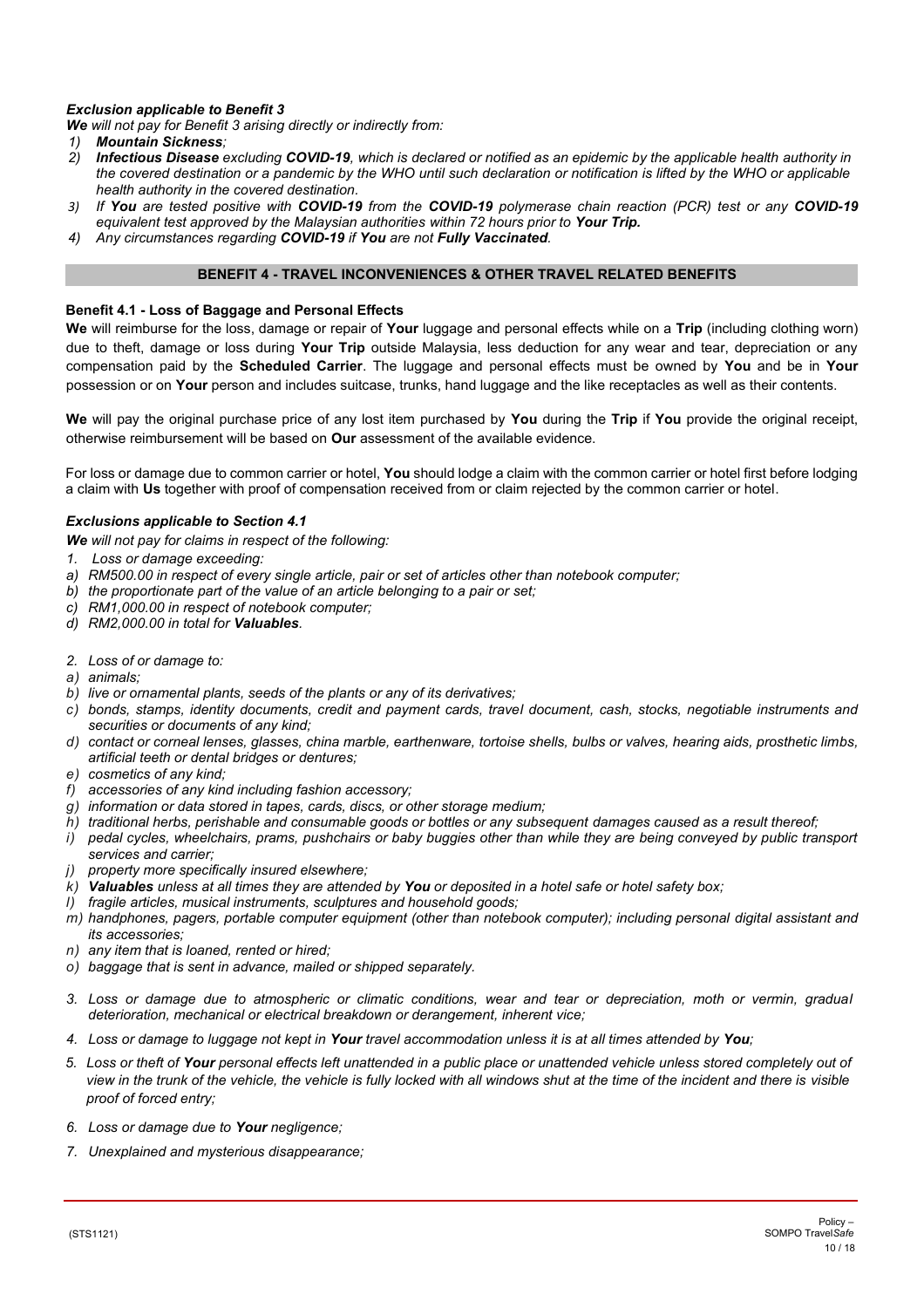***Exclusion applicable to Benefit 3***

***We** will not pay for Benefit 3 arising directly or indirectly from:*

1) ***Mountain Sickness**;*
2) ***Infectious Disease** excluding **COVID-19**, which is declared or notified as an epidemic by the applicable health authority in the covered destination or a pandemic by the WHO until such declaration or notification is lifted by the WHO or applicable health authority in the covered destination.*
3) *If **You** are tested positive with **COVID-19** from the **COVID-19** polymerase chain reaction (PCR) test or any **COVID-19** equivalent test approved by the Malaysian authorities within 72 hours prior to **Your Trip.***
4) *Any circumstances regarding **COVID-19** if **You** are not **Fully Vaccinated**.*

## BENEFIT 4 - TRAVEL INCONVENIENCES & OTHER TRAVEL RELATED BENEFITS

### Benefit 4.1 - Loss of Baggage and Personal Effects

**We** will reimburse for the loss, damage or repair of **Your** luggage and personal effects while on a **Trip** (including clothing worn) due to theft, damage or loss during **Your Trip** outside Malaysia, less deduction for any wear and tear, depreciation or any compensation paid by the **Scheduled Carrier**. The luggage and personal effects must be owned by **You** and be in **Your** possession or on **Your** person and includes suitcase, trunks, hand luggage and the like receptacles as well as their contents.

**We** will pay the original purchase price of any lost item purchased by **You** during the **Trip** if **You** provide the original receipt, otherwise reimbursement will be based on **Our** assessment of the available evidence.

For loss or damage due to common carrier or hotel, **You** should lodge a claim with the common carrier or hotel first before lodging a claim with **Us** together with proof of compensation received from or claim rejected by the common carrier or hotel.

***Exclusions applicable to Section 4.1***

***We** will not pay for claims in respect of the following:*

1. *Loss or damage exceeding:*
   a) *RM500.00 in respect of every single article, pair or set of articles other than notebook computer;*
   b) *the proportionate part of the value of an article belonging to a pair or set;*
   c) *RM1,000.00 in respect of notebook computer;*
   d) *RM2,000.00 in total for **Valuables**.*

2. *Loss of or damage to:*
   a) *animals;*
   b) *live or ornamental plants, seeds of the plants or any of its derivatives;*
   c) *bonds, stamps, identity documents, credit and payment cards, travel document, cash, stocks, negotiable instruments and securities or documents of any kind;*
   d) *contact or corneal lenses, glasses, china marble, earthenware, tortoise shells, bulbs or valves, hearing aids, prosthetic limbs, artificial teeth or dental bridges or dentures;*
   e) *cosmetics of any kind;*
   f) *accessories of any kind including fashion accessory;*
   g) *information or data stored in tapes, cards, discs, or other storage medium;*
   h) *traditional herbs, perishable and consumable goods or bottles or any subsequent damages caused as a result thereof;*
   i) *pedal cycles, wheelchairs, prams, pushchairs or baby buggies other than while they are being conveyed by public transport services and carrier;*
   j) *property more specifically insured elsewhere;*
   k) ***Valuables** unless at all times they are attended by **You** or deposited in a hotel safe or hotel safety box;*
   l) *fragile articles, musical instruments, sculptures and household goods;*
   m) *handphones, pagers, portable computer equipment (other than notebook computer); including personal digital assistant and its accessories;*
   n) *any item that is loaned, rented or hired;*
   o) *baggage that is sent in advance, mailed or shipped separately.*

3. *Loss or damage due to atmospheric or climatic conditions, wear and tear or depreciation, moth or vermin, gradual deterioration, mechanical or electrical breakdown or derangement, inherent vice;*

4. *Loss or damage to luggage not kept in **Your** travel accommodation unless it is at all times attended by **You**;*

5. *Loss or theft of **Your** personal effects left unattended in a public place or unattended vehicle unless stored completely out of view in the trunk of the vehicle, the vehicle is fully locked with all windows shut at the time of the incident and there is visible proof of forced entry;*

6. *Loss or damage due to **Your** negligence;*

7. *Unexplained and mysterious disappearance;*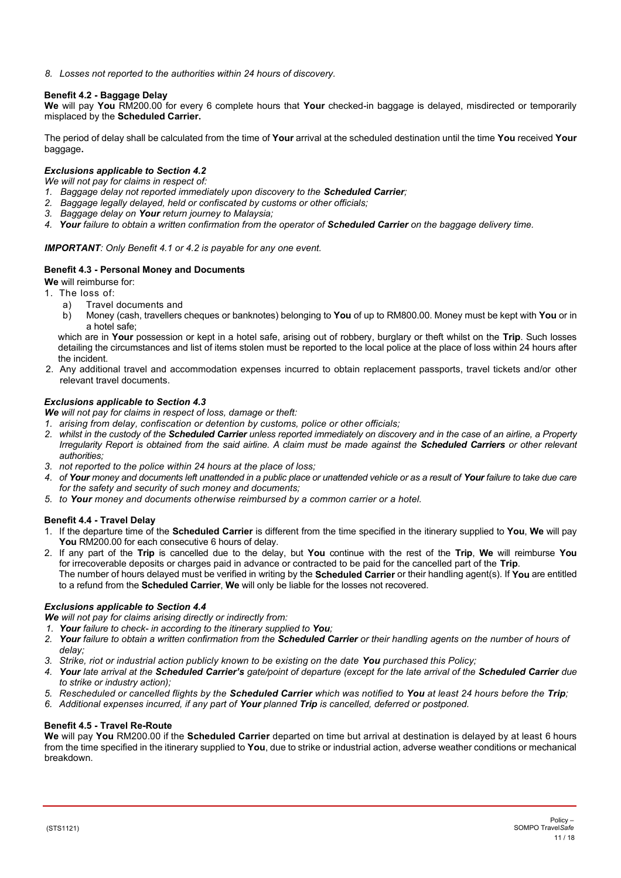*8. Losses not reported to the authorities within 24 hours of discovery.*

**Benefit 4.2 - Baggage Delay**

**We** will pay **You** RM200.00 for every 6 complete hours that **Your** checked-in baggage is delayed, misdirected or temporarily misplaced by the **Scheduled Carrier.**

The period of delay shall be calculated from the time of **Your** arrival at the scheduled destination until the time **You** received **Your** baggage**.**

***Exclusions applicable to Section 4.2***

*We will not pay for claims in respect of:*

1. *Baggage delay not reported immediately upon discovery to the **Scheduled Carrier**;*
2. *Baggage legally delayed, held or confiscated by customs or other officials;*
3. *Baggage delay on **Your** return journey to Malaysia;*
4. ***Your** failure to obtain a written confirmation from the operator of **Scheduled Carrier** on the baggage delivery time.*

***IMPORTANT**: Only Benefit 4.1 or 4.2 is payable for any one event.*

**Benefit 4.3 - Personal Money and Documents**

**We** will reimburse for:

1. The loss of:
   a) Travel documents and
   b) Money (cash, travellers cheques or banknotes) belonging to **You** of up to RM800.00. Money must be kept with **You** or in a hotel safe;

   which are in **Your** possession or kept in a hotel safe, arising out of robbery, burglary or theft whilst on the **Trip**. Such losses detailing the circumstances and list of items stolen must be reported to the local police at the place of loss within 24 hours after the incident.
2. Any additional travel and accommodation expenses incurred to obtain replacement passports, travel tickets and/or other relevant travel documents.

***Exclusions applicable to Section 4.3***

***We** will not pay for claims in respect of loss, damage or theft:*

1. *arising from delay, confiscation or detention by customs, police or other officials;*
2. *whilst in the custody of the **Scheduled Carrier** unless reported immediately on discovery and in the case of an airline, a Property Irregularity Report is obtained from the said airline. A claim must be made against the **Scheduled Carriers** or other relevant authorities;*
3. *not reported to the police within 24 hours at the place of loss;*
4. *of **Your** money and documents left unattended in a public place or unattended vehicle or as a result of **Your** failure to take due care for the safety and security of such money and documents;*
5. *to **Your** money and documents otherwise reimbursed by a common carrier or a hotel.*

**Benefit 4.4 - Travel Delay**

1. If the departure time of the **Scheduled Carrier** is different from the time specified in the itinerary supplied to **You**, **We** will pay **You** RM200.00 for each consecutive 6 hours of delay.
2. If any part of the **Trip** is cancelled due to the delay, but **You** continue with the rest of the **Trip**, **We** will reimburse **You** for irrecoverable deposits or charges paid in advance or contracted to be paid for the cancelled part of the **Trip**.
   The number of hours delayed must be verified in writing by the **Scheduled Carrier** or their handling agent(s). If **You** are entitled to a refund from the **Scheduled Carrier**, **We** will only be liable for the losses not recovered.

***Exclusions applicable to Section 4.4***

***We** will not pay for claims arising directly or indirectly from:*

1. ***Your** failure to check- in according to the itinerary supplied to **You**;*
2. ***Your** failure to obtain a written confirmation from the **Scheduled Carrier** or their handling agents on the number of hours of delay;*
3. *Strike, riot or industrial action publicly known to be existing on the date **You** purchased this Policy;*
4. ***Your** late arrival at the **Scheduled Carrier's** gate/point of departure (except for the late arrival of the **Scheduled Carrier** due to strike or industry action);*
5. *Rescheduled or cancelled flights by the **Scheduled Carrier** which was notified to **You** at least 24 hours before the **Trip**;*
6. *Additional expenses incurred, if any part of **Your** planned **Trip** is cancelled, deferred or postponed.*

**Benefit 4.5 - Travel Re-Route**

**We** will pay **You** RM200.00 if the **Scheduled Carrier** departed on time but arrival at destination is delayed by at least 6 hours from the time specified in the itinerary supplied to **You**, due to strike or industrial action, adverse weather conditions or mechanical breakdown.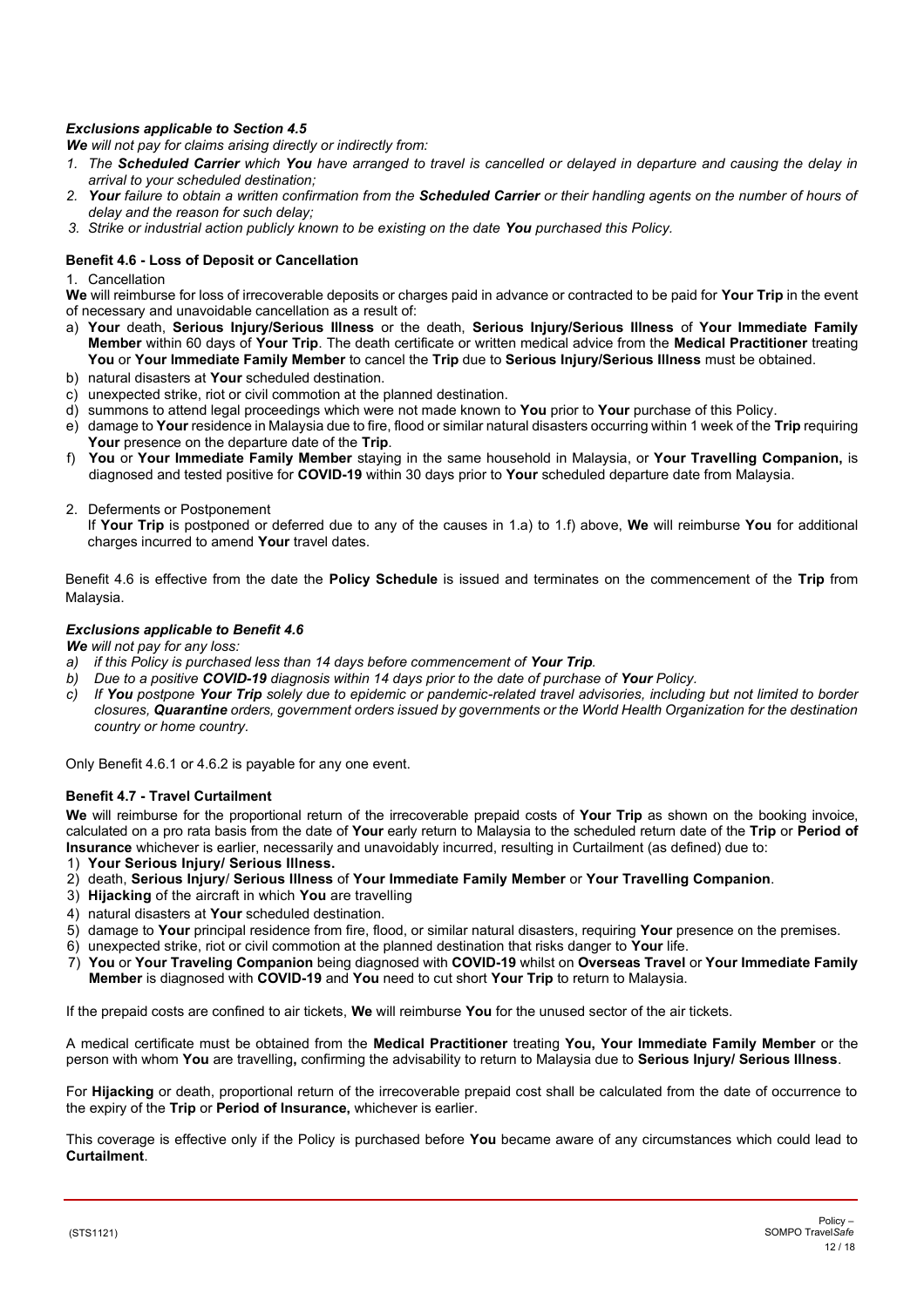***Exclusions applicable to Section 4.5***

***We** will not pay for claims arising directly or indirectly from:*

1. *The **Scheduled Carrier** which **You** have arranged to travel is cancelled or delayed in departure and causing the delay in arrival to your scheduled destination;*
2. ***Your** failure to obtain a written confirmation from the **Scheduled Carrier** or their handling agents on the number of hours of delay and the reason for such delay;*
3. *Strike or industrial action publicly known to be existing on the date **You** purchased this Policy.*

**Benefit 4.6 - Loss of Deposit or Cancellation**

1. Cancellation

**We** will reimburse for loss of irrecoverable deposits or charges paid in advance or contracted to be paid for **Your Trip** in the event of necessary and unavoidable cancellation as a result of:

a) **Your** death, **Serious Injury/Serious Illness** or the death, **Serious Injury/Serious Illness** of **Your Immediate Family Member** within 60 days of **Your Trip**. The death certificate or written medical advice from the **Medical Practitioner** treating **You** or **Your Immediate Family Member** to cancel the **Trip** due to **Serious Injury/Serious Illness** must be obtained.

b) natural disasters at **Your** scheduled destination.

c) unexpected strike, riot or civil commotion at the planned destination.

d) summons to attend legal proceedings which were not made known to **You** prior to **Your** purchase of this Policy.

e) damage to **Your** residence in Malaysia due to fire, flood or similar natural disasters occurring within 1 week of the **Trip** requiring **Your** presence on the departure date of the **Trip**.

f) **You** or **Your Immediate Family Member** staying in the same household in Malaysia, or **Your Travelling Companion,** is diagnosed and tested positive for **COVID-19** within 30 days prior to **Your** scheduled departure date from Malaysia.

2. Deferments or Postponement

If **Your Trip** is postponed or deferred due to any of the causes in 1.a) to 1.f) above, **We** will reimburse **You** for additional charges incurred to amend **Your** travel dates.

Benefit 4.6 is effective from the date the **Policy Schedule** is issued and terminates on the commencement of the **Trip** from Malaysia.

***Exclusions applicable to Benefit 4.6***

***We** will not pay for any loss:*

a) *if this Policy is purchased less than 14 days before commencement of **Your Trip**.*

b) *Due to a positive **COVID-19** diagnosis within 14 days prior to the date of purchase of **Your** Policy.*

c) *If **You** postpone **Your Trip** solely due to epidemic or pandemic-related travel advisories, including but not limited to border closures, **Quarantine** orders, government orders issued by governments or the World Health Organization for the destination country or home country.*

Only Benefit 4.6.1 or 4.6.2 is payable for any one event.

**Benefit 4.7 - Travel Curtailment**

**We** will reimburse for the proportional return of the irrecoverable prepaid costs of **Your Trip** as shown on the booking invoice, calculated on a pro rata basis from the date of **Your** early return to Malaysia to the scheduled return date of the **Trip** or **Period of Insurance** whichever is earlier, necessarily and unavoidably incurred, resulting in Curtailment (as defined) due to:

1) **Your Serious Injury/ Serious Illness.**
2) death, **Serious Injury**/ **Serious Illness** of **Your Immediate Family Member** or **Your Travelling Companion**.
3) **Hijacking** of the aircraft in which **You** are travelling
4) natural disasters at **Your** scheduled destination.
5) damage to **Your** principal residence from fire, flood, or similar natural disasters, requiring **Your** presence on the premises.
6) unexpected strike, riot or civil commotion at the planned destination that risks danger to **Your** life.
7) **You** or **Your Traveling Companion** being diagnosed with **COVID-19** whilst on **Overseas Travel** or **Your Immediate Family Member** is diagnosed with **COVID-19** and **You** need to cut short **Your Trip** to return to Malaysia.

If the prepaid costs are confined to air tickets, **We** will reimburse **You** for the unused sector of the air tickets.

A medical certificate must be obtained from the **Medical Practitioner** treating **You, Your Immediate Family Member** or the person with whom **You** are travelling**,** confirming the advisability to return to Malaysia due to **Serious Injury/ Serious Illness**.

For **Hijacking** or death, proportional return of the irrecoverable prepaid cost shall be calculated from the date of occurrence to the expiry of the **Trip** or **Period of Insurance,** whichever is earlier.

This coverage is effective only if the Policy is purchased before **You** became aware of any circumstances which could lead to **Curtailment**.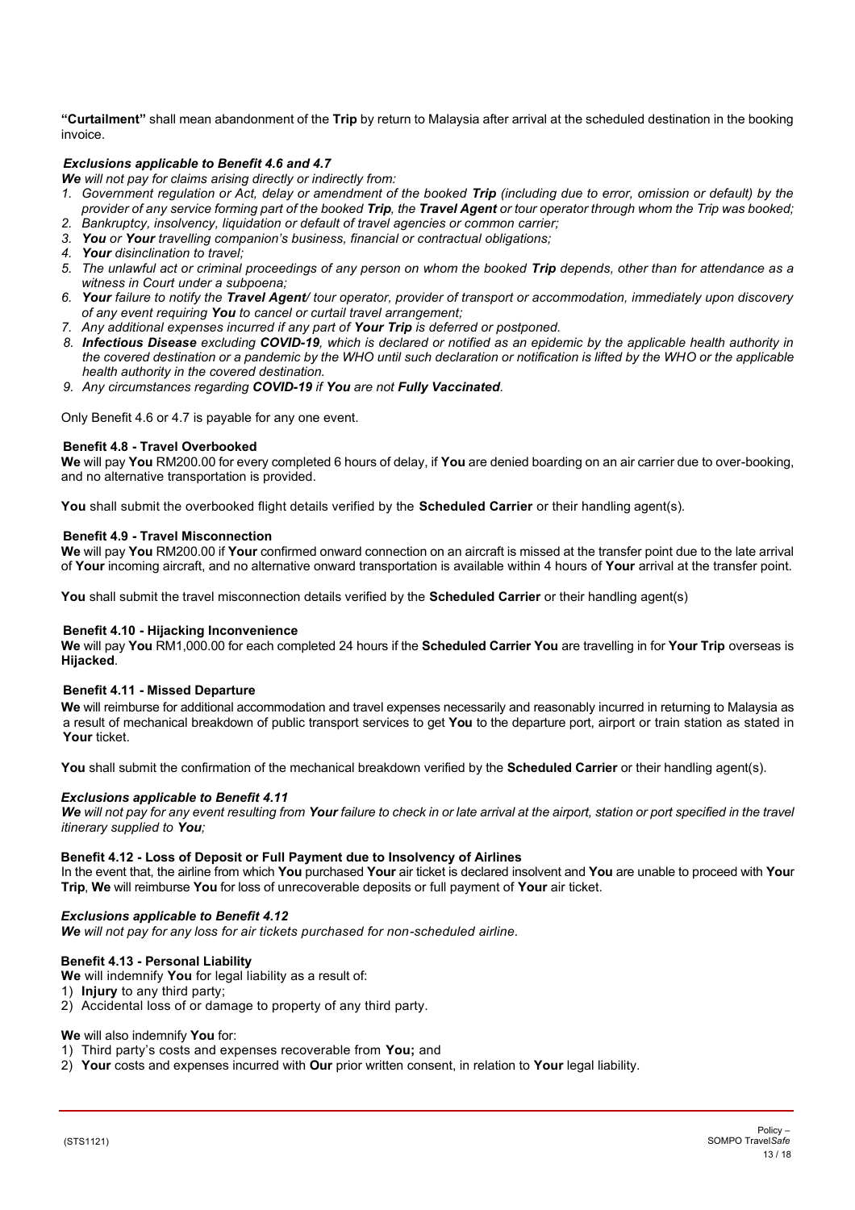**"Curtailment"** shall mean abandonment of the **Trip** by return to Malaysia after arrival at the scheduled destination in the booking invoice.

***Exclusions applicable to Benefit 4.6 and 4.7***

***We*** *will not pay for claims arising directly or indirectly from:*

1. *Government regulation or Act, delay or amendment of the booked* ***Trip*** *(including due to error, omission or default) by the provider of any service forming part of the booked* ***Trip****, the* ***Travel Agent*** *or tour operator through whom the Trip was booked;*
2. *Bankruptcy, insolvency, liquidation or default of travel agencies or common carrier;*
3. ***You*** *or* ***Your*** *travelling companion's business, financial or contractual obligations;*
4. ***Your*** *disinclination to travel;*
5. *The unlawful act or criminal proceedings of any person on whom the booked* ***Trip*** *depends, other than for attendance as a witness in Court under a subpoena;*
6. ***Your*** *failure to notify the* ***Travel Agent****/ tour operator, provider of transport or accommodation, immediately upon discovery of any event requiring* ***You*** *to cancel or curtail travel arrangement;*
7. *Any additional expenses incurred if any part of* ***Your Trip*** *is deferred or postponed.*
8. ***Infectious Disease*** *excluding* ***COVID-19****, which is declared or notified as an epidemic by the applicable health authority in the covered destination or a pandemic by the WHO until such declaration or notification is lifted by the WHO or the applicable health authority in the covered destination.*
9. *Any circumstances regarding* ***COVID-19*** *if* ***You*** *are not* ***Fully Vaccinated****.*

Only Benefit 4.6 or 4.7 is payable for any one event.

**Benefit 4.8 - Travel Overbooked**

**We** will pay **You** RM200.00 for every completed 6 hours of delay, if **You** are denied boarding on an air carrier due to over-booking, and no alternative transportation is provided.

**You** shall submit the overbooked flight details verified by the **Scheduled Carrier** or their handling agent(s).

**Benefit 4.9 - Travel Misconnection**

**We** will pay **You** RM200.00 if **Your** confirmed onward connection on an aircraft is missed at the transfer point due to the late arrival of **Your** incoming aircraft, and no alternative onward transportation is available within 4 hours of **Your** arrival at the transfer point.

**You** shall submit the travel misconnection details verified by the **Scheduled Carrier** or their handling agent(s)

**Benefit 4.10 - Hijacking Inconvenience**

**We** will pay **You** RM1,000.00 for each completed 24 hours if the **Scheduled Carrier You** are travelling in for **Your Trip** overseas is **Hijacked**.

**Benefit 4.11 - Missed Departure**

**We** will reimburse for additional accommodation and travel expenses necessarily and reasonably incurred in returning to Malaysia as a result of mechanical breakdown of public transport services to get **You** to the departure port, airport or train station as stated in **Your** ticket.

**You** shall submit the confirmation of the mechanical breakdown verified by the **Scheduled Carrier** or their handling agent(s).

***Exclusions applicable to Benefit 4.11***

***We*** *will not pay for any event resulting from* ***Your*** *failure to check in or late arrival at the airport, station or port specified in the travel itinerary supplied to* ***You****;*

**Benefit 4.12 - Loss of Deposit or Full Payment due to Insolvency of Airlines**

In the event that, the airline from which **You** purchased **Your** air ticket is declared insolvent and **You** are unable to proceed with **Your Trip**, **We** will reimburse **You** for loss of unrecoverable deposits or full payment of **Your** air ticket.

***Exclusions applicable to Benefit 4.12***

***We*** *will not pay for any loss for air tickets purchased for non-scheduled airline.*

**Benefit 4.13 - Personal Liability**

**We** will indemnify **You** for legal liability as a result of:

1) **Injury** to any third party;
2) Accidental loss of or damage to property of any third party.

**We** will also indemnify **You** for:

1) Third party's costs and expenses recoverable from **You;** and
2) **Your** costs and expenses incurred with **Our** prior written consent, in relation to **Your** legal liability.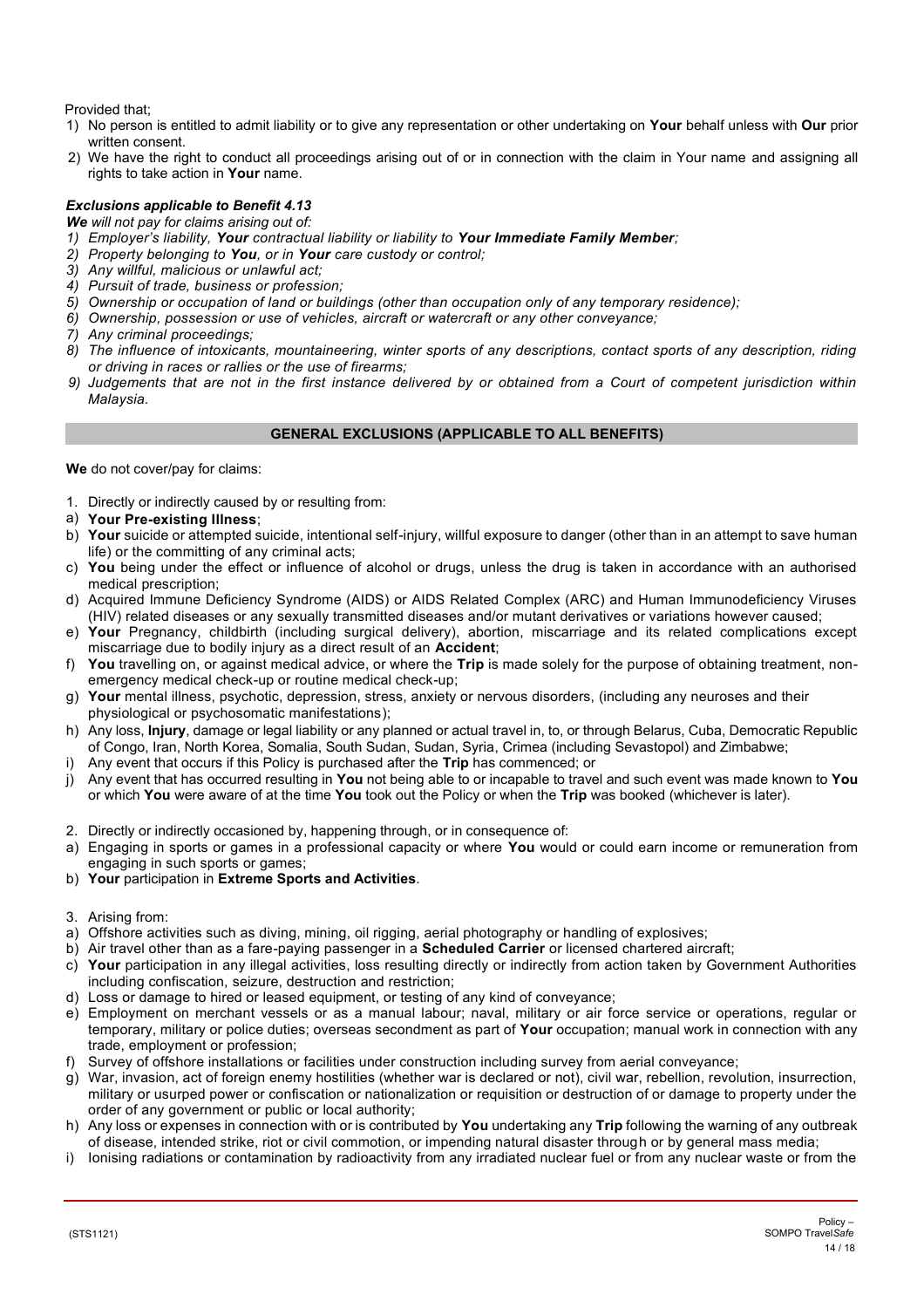Provided that;

1) No person is entitled to admit liability or to give any representation or other undertaking on **Your** behalf unless with **Our** prior written consent.
2) We have the right to conduct all proceedings arising out of or in connection with the claim in Your name and assigning all rights to take action in **Your** name.

***Exclusions applicable to Benefit 4.13***

***We*** *will not pay for claims arising out of:*

1) *Employer's liability,* ***Your*** *contractual liability or liability to* ***Your Immediate Family Member****;*
2) *Property belonging to* ***You****, or in* ***Your*** *care custody or control;*
3) *Any willful, malicious or unlawful act;*
4) *Pursuit of trade, business or profession;*
5) *Ownership or occupation of land or buildings (other than occupation only of any temporary residence);*
6) *Ownership, possession or use of vehicles, aircraft or watercraft or any other conveyance;*
7) *Any criminal proceedings;*
8) *The influence of intoxicants, mountaineering, winter sports of any descriptions, contact sports of any description, riding or driving in races or rallies or the use of firearms;*
9) *Judgements that are not in the first instance delivered by or obtained from a Court of competent jurisdiction within Malaysia.*

## GENERAL EXCLUSIONS (APPLICABLE TO ALL BENEFITS)

**We** do not cover/pay for claims:

1. Directly or indirectly caused by or resulting from:

a) **Your Pre-existing Illness**;
b) **Your** suicide or attempted suicide, intentional self-injury, willful exposure to danger (other than in an attempt to save human life) or the committing of any criminal acts;
c) **You** being under the effect or influence of alcohol or drugs, unless the drug is taken in accordance with an authorised medical prescription;
d) Acquired Immune Deficiency Syndrome (AIDS) or AIDS Related Complex (ARC) and Human Immunodeficiency Viruses (HIV) related diseases or any sexually transmitted diseases and/or mutant derivatives or variations however caused;
e) **Your** Pregnancy, childbirth (including surgical delivery), abortion, miscarriage and its related complications except miscarriage due to bodily injury as a direct result of an **Accident**;
f) **You** travelling on, or against medical advice, or where the **Trip** is made solely for the purpose of obtaining treatment, non-emergency medical check-up or routine medical check-up;
g) **Your** mental illness, psychotic, depression, stress, anxiety or nervous disorders, (including any neuroses and their physiological or psychosomatic manifestations);
h) Any loss, **Injury**, damage or legal liability or any planned or actual travel in, to, or through Belarus, Cuba, Democratic Republic of Congo, Iran, North Korea, Somalia, South Sudan, Sudan, Syria, Crimea (including Sevastopol) and Zimbabwe;
i) Any event that occurs if this Policy is purchased after the **Trip** has commenced; or
j) Any event that has occurred resulting in **You** not being able to or incapable to travel and such event was made known to **You** or which **You** were aware of at the time **You** took out the Policy or when the **Trip** was booked (whichever is later).

2. Directly or indirectly occasioned by, happening through, or in consequence of:

a) Engaging in sports or games in a professional capacity or where **You** would or could earn income or remuneration from engaging in such sports or games;
b) **Your** participation in **Extreme Sports and Activities**.

3. Arising from:

a) Offshore activities such as diving, mining, oil rigging, aerial photography or handling of explosives;
b) Air travel other than as a fare-paying passenger in a **Scheduled Carrier** or licensed chartered aircraft;
c) **Your** participation in any illegal activities, loss resulting directly or indirectly from action taken by Government Authorities including confiscation, seizure, destruction and restriction;
d) Loss or damage to hired or leased equipment, or testing of any kind of conveyance;
e) Employment on merchant vessels or as a manual labour; naval, military or air force service or operations, regular or temporary, military or police duties; overseas secondment as part of **Your** occupation; manual work in connection with any trade, employment or profession;
f) Survey of offshore installations or facilities under construction including survey from aerial conveyance;
g) War, invasion, act of foreign enemy hostilities (whether war is declared or not), civil war, rebellion, revolution, insurrection, military or usurped power or confiscation or nationalization or requisition or destruction of or damage to property under the order of any government or public or local authority;
h) Any loss or expenses in connection with or is contributed by **You** undertaking any **Trip** following the warning of any outbreak of disease, intended strike, riot or civil commotion, or impending natural disaster through or by general mass media;
i) Ionising radiations or contamination by radioactivity from any irradiated nuclear fuel or from any nuclear waste or from the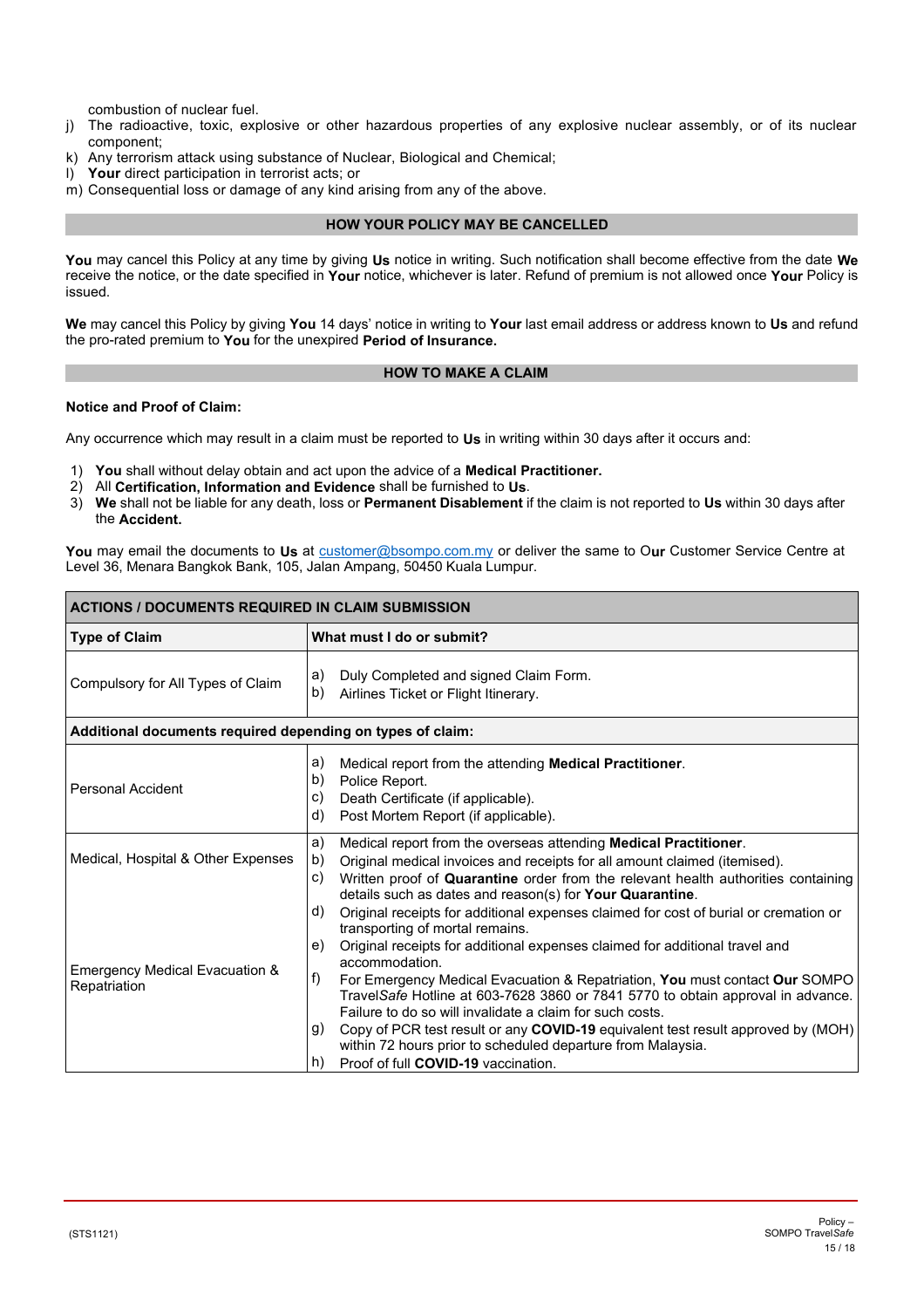combustion of nuclear fuel.

j) The radioactive, toxic, explosive or other hazardous properties of any explosive nuclear assembly, or of its nuclear component;
k) Any terrorism attack using substance of Nuclear, Biological and Chemical;
l) **Your** direct participation in terrorist acts; or
m) Consequential loss or damage of any kind arising from any of the above.

## HOW YOUR POLICY MAY BE CANCELLED

**You** may cancel this Policy at any time by giving **Us** notice in writing. Such notification shall become effective from the date **We** receive the notice, or the date specified in **Your** notice, whichever is later. Refund of premium is not allowed once **Your** Policy is issued.

**We** may cancel this Policy by giving **You** 14 days' notice in writing to **Your** last email address or address known to **Us** and refund the pro-rated premium to **You** for the unexpired **Period of Insurance.**

## HOW TO MAKE A CLAIM

**Notice and Proof of Claim:**

Any occurrence which may result in a claim must be reported to **Us** in writing within 30 days after it occurs and:

1) **You** shall without delay obtain and act upon the advice of a **Medical Practitioner.**
2) All **Certification, Information and Evidence** shall be furnished to **Us**.
3) **We** shall not be liable for any death, loss or **Permanent Disablement** if the claim is not reported to **Us** within 30 days after the **Accident.**

**You** may email the documents to **Us** at customer@bsompo.com.my or deliver the same to O**ur** Customer Service Centre at Level 36, Menara Bangkok Bank, 105, Jalan Ampang, 50450 Kuala Lumpur.

| **ACTIONS / DOCUMENTS REQUIRED IN CLAIM SUBMISSION** | |
|---|---|
| **Type of Claim** | **What must I do or submit?** |
| Compulsory for All Types of Claim | a) Duly Completed and signed Claim Form.<br>b) Airlines Ticket or Flight Itinerary. |
| **Additional documents required depending on types of claim:** | |
| Personal Accident | a) Medical report from the attending **Medical Practitioner**.<br>b) Police Report.<br>c) Death Certificate (if applicable).<br>d) Post Mortem Report (if applicable). |
| Medical, Hospital & Other Expenses<br><br>Emergency Medical Evacuation & Repatriation | a) Medical report from the overseas attending **Medical Practitioner**.<br>b) Original medical invoices and receipts for all amount claimed (itemised).<br>c) Written proof of **Quarantine** order from the relevant health authorities containing details such as dates and reason(s) for **Your Quarantine**.<br>d) Original receipts for additional expenses claimed for cost of burial or cremation or transporting of mortal remains.<br>e) Original receipts for additional expenses claimed for additional travel and accommodation.<br>f) For Emergency Medical Evacuation & Repatriation, **You** must contact **Our** SOMPO Travel*Safe* Hotline at 603-7628 3860 or 7841 5770 to obtain approval in advance. Failure to do so will invalidate a claim for such costs.<br>g) Copy of PCR test result or any **COVID-19** equivalent test result approved by (MOH) within 72 hours prior to scheduled departure from Malaysia.<br>h) Proof of full **COVID-19** vaccination. |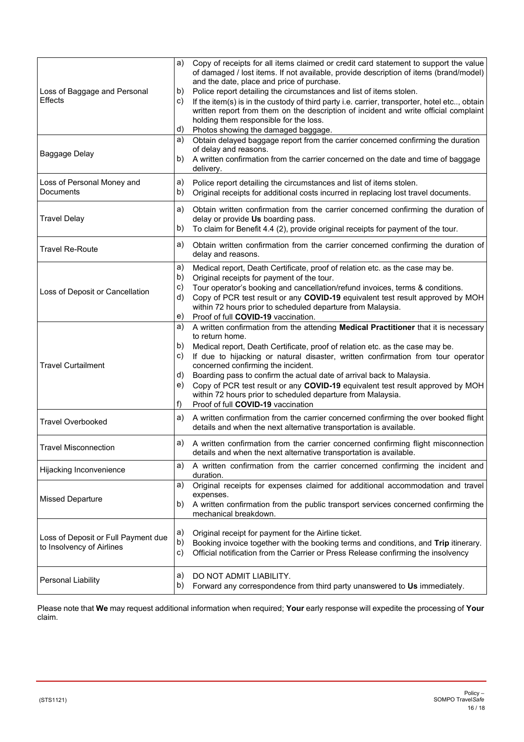| | |
|---|---|
| Loss of Baggage and Personal Effects | a) Copy of receipts for all items claimed or credit card statement to support the value of damaged / lost items. If not available, provide description of items (brand/model) and the date, place and price of purchase.<br>b) Police report detailing the circumstances and list of items stolen.<br>c) If the item(s) is in the custody of third party i.e. carrier, transporter, hotel etc.., obtain written report from them on the description of incident and write official complaint holding them responsible for the loss.<br>d) Photos showing the damaged baggage. |
| Baggage Delay | a) Obtain delayed baggage report from the carrier concerned confirming the duration of delay and reasons.<br>b) A written confirmation from the carrier concerned on the date and time of baggage delivery. |
| Loss of Personal Money and Documents | a) Police report detailing the circumstances and list of items stolen.<br>b) Original receipts for additional costs incurred in replacing lost travel documents. |
| Travel Delay | a) Obtain written confirmation from the carrier concerned confirming the duration of delay or provide **Us** boarding pass.<br>b) To claim for Benefit 4.4 (2), provide original receipts for payment of the tour. |
| Travel Re-Route | a) Obtain written confirmation from the carrier concerned confirming the duration of delay and reasons. |
| Loss of Deposit or Cancellation | a) Medical report, Death Certificate, proof of relation etc. as the case may be.<br>b) Original receipts for payment of the tour.<br>c) Tour operator's booking and cancellation/refund invoices, terms & conditions.<br>d) Copy of PCR test result or any **COVID-19** equivalent test result approved by MOH within 72 hours prior to scheduled departure from Malaysia.<br>e) Proof of full **COVID-19** vaccination. |
| Travel Curtailment | a) A written confirmation from the attending **Medical Practitioner** that it is necessary to return home.<br>b) Medical report, Death Certificate, proof of relation etc. as the case may be.<br>c) If due to hijacking or natural disaster, written confirmation from tour operator concerned confirming the incident.<br>d) Boarding pass to confirm the actual date of arrival back to Malaysia.<br>e) Copy of PCR test result or any **COVID-19** equivalent test result approved by MOH within 72 hours prior to scheduled departure from Malaysia.<br>f) Proof of full **COVID-19** vaccination |
| Travel Overbooked | a) A written confirmation from the carrier concerned confirming the over booked flight details and when the next alternative transportation is available. |
| Travel Misconnection | a) A written confirmation from the carrier concerned confirming flight misconnection details and when the next alternative transportation is available. |
| Hijacking Inconvenience | a) A written confirmation from the carrier concerned confirming the incident and duration. |
| Missed Departure | a) Original receipts for expenses claimed for additional accommodation and travel expenses.<br>b) A written confirmation from the public transport services concerned confirming the mechanical breakdown. |
| Loss of Deposit or Full Payment due to Insolvency of Airlines | a) Original receipt for payment for the Airline ticket.<br>b) Booking invoice together with the booking terms and conditions, and **Trip** itinerary.<br>c) Official notification from the Carrier or Press Release confirming the insolvency |
| Personal Liability | a) DO NOT ADMIT LIABILITY.<br>b) Forward any correspondence from third party unanswered to **Us** immediately. |

Please note that **We** may request additional information when required; **Your** early response will expedite the processing of **Your** claim.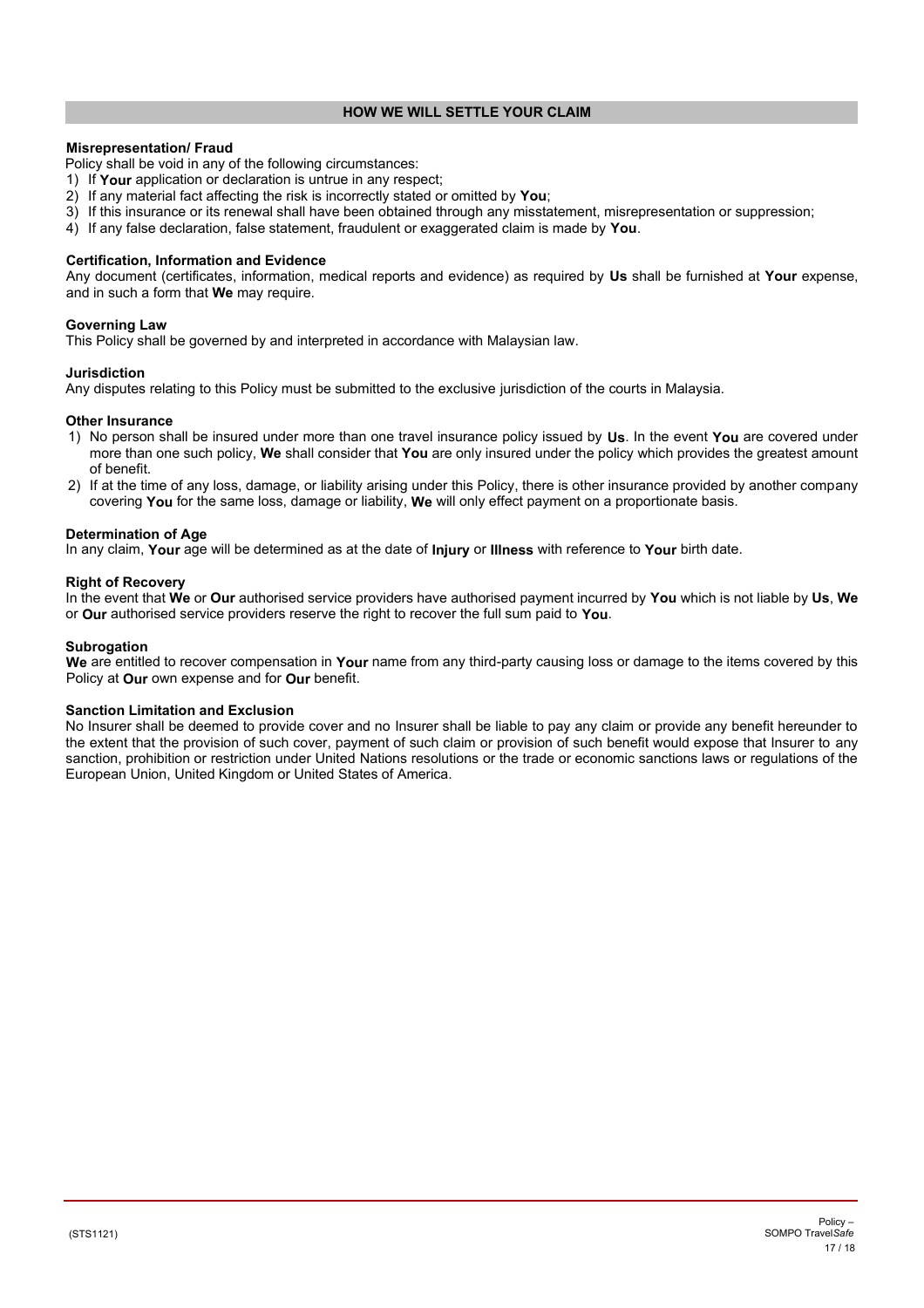## HOW WE WILL SETTLE YOUR CLAIM

**Misrepresentation/ Fraud**

Policy shall be void in any of the following circumstances:

1) If **Your** application or declaration is untrue in any respect;
2) If any material fact affecting the risk is incorrectly stated or omitted by **You**;
3) If this insurance or its renewal shall have been obtained through any misstatement, misrepresentation or suppression;
4) If any false declaration, false statement, fraudulent or exaggerated claim is made by **You**.

**Certification, Information and Evidence**

Any document (certificates, information, medical reports and evidence) as required by **Us** shall be furnished at **Your** expense, and in such a form that **We** may require.

**Governing Law**

This Policy shall be governed by and interpreted in accordance with Malaysian law.

**Jurisdiction**

Any disputes relating to this Policy must be submitted to the exclusive jurisdiction of the courts in Malaysia.

**Other Insurance**

1) No person shall be insured under more than one travel insurance policy issued by **Us**. In the event **You** are covered under more than one such policy, **We** shall consider that **You** are only insured under the policy which provides the greatest amount of benefit.
2) If at the time of any loss, damage, or liability arising under this Policy, there is other insurance provided by another company covering **You** for the same loss, damage or liability, **We** will only effect payment on a proportionate basis.

**Determination of Age**

In any claim, **Your** age will be determined as at the date of **Injury** or **Illness** with reference to **Your** birth date.

**Right of Recovery**

In the event that **We** or **Our** authorised service providers have authorised payment incurred by **You** which is not liable by **Us**, **We** or **Our** authorised service providers reserve the right to recover the full sum paid to **You**.

**Subrogation**

**We** are entitled to recover compensation in **Your** name from any third-party causing loss or damage to the items covered by this Policy at **Our** own expense and for **Our** benefit.

**Sanction Limitation and Exclusion**

No Insurer shall be deemed to provide cover and no Insurer shall be liable to pay any claim or provide any benefit hereunder to the extent that the provision of such cover, payment of such claim or provision of such benefit would expose that Insurer to any sanction, prohibition or restriction under United Nations resolutions or the trade or economic sanctions laws or regulations of the European Union, United Kingdom or United States of America.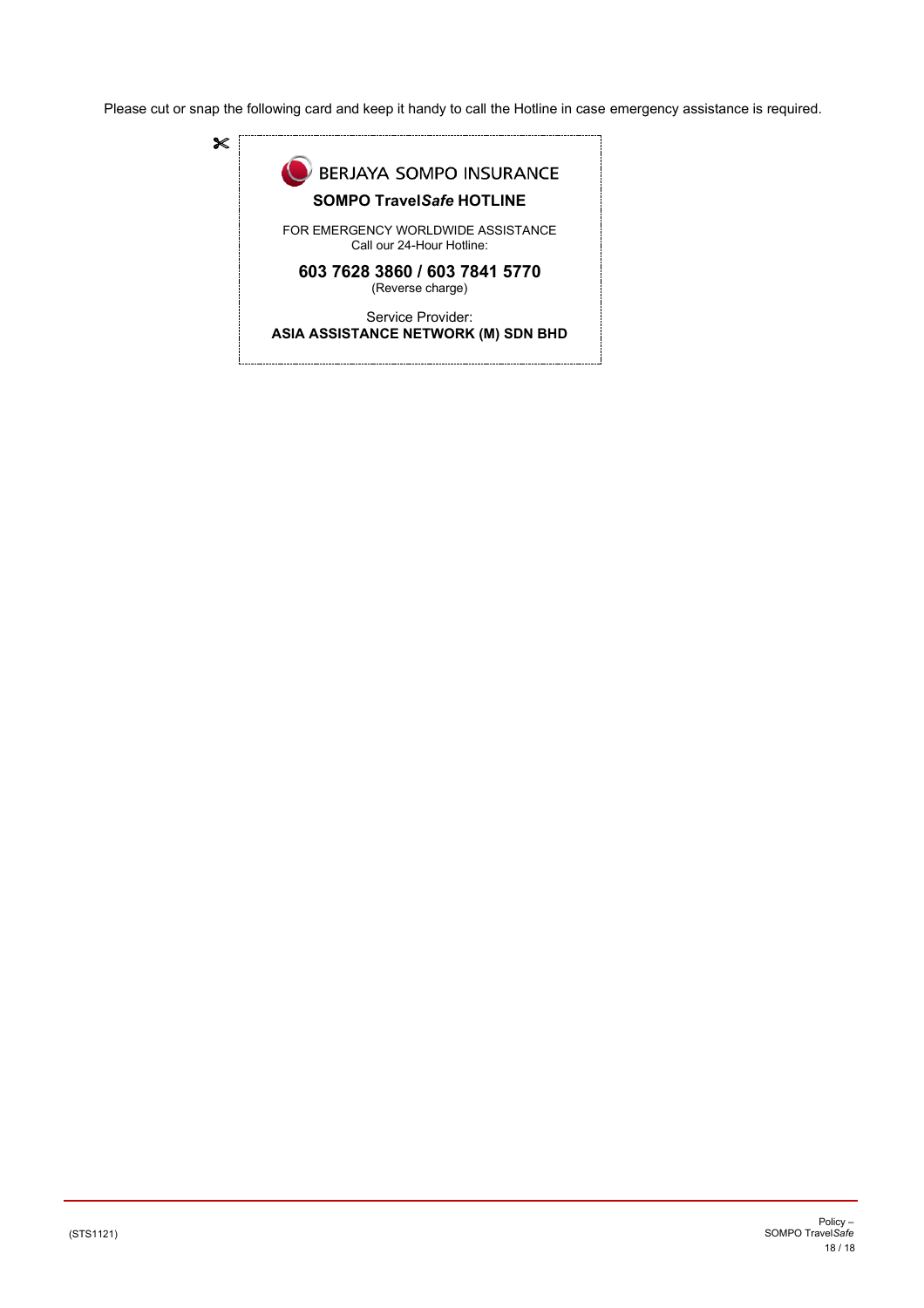Please cut or snap the following card and keep it handy to call the Hotline in case emergency assistance is required.

BERJAYA SOMPO INSURANCE

**SOMPO Travel*Safe* HOTLINE**

FOR EMERGENCY WORLDWIDE ASSISTANCE
Call our 24-Hour Hotline:

**603 7628 3860 / 603 7841 5770**
(Reverse charge)

Service Provider:
**ASIA ASSISTANCE NETWORK (M) SDN BHD**

(STS1121)